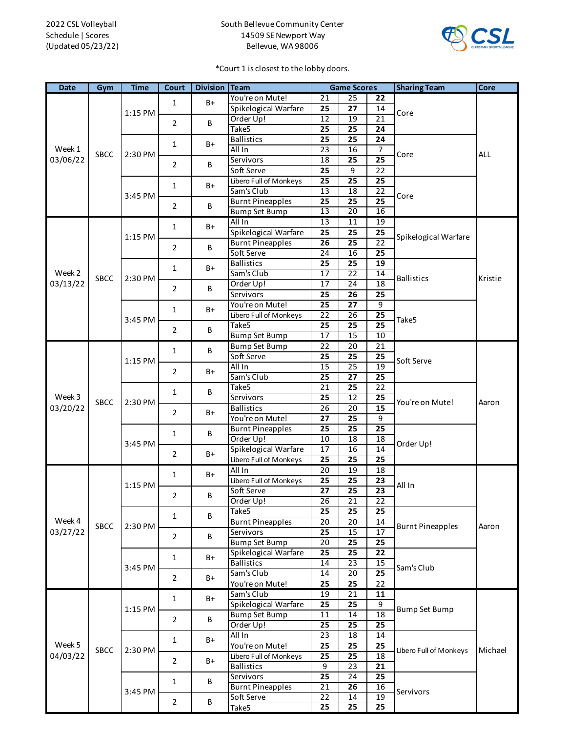2022 CSL Volleyball
Schedule | Scores
(Updated 05/23/22)

South Bellevue Community Center
14509 SE Newport Way
Bellevue, WA 98006

*Court 1 is closest to the lobby doors.

| Date | Gym | Time | Court | Division | Team | Game Scores | | | Sharing Team | Core |
|---|---|---|---|---|---|---|---|---|---|---|
| Week 1 03/06/22 | SBCC | 1:15 PM | 1 | B+ | You're on Mute! | 21 | 25 | **22** | Core | ALL |
| | | | | | Spikelogical Warfare | **25** | **27** | 14 | | |
| | | | 2 | B | Order Up! | 12 | 19 | 21 | | |
| | | | | | Take5 | **25** | **25** | **24** | | |
| | | 2:30 PM | 1 | B+ | Ballistics | **25** | **25** | **24** | Core | |
| | | | | | All In | 23 | 16 | 7 | | |
| | | | 2 | B | Servivors | 18 | **25** | **25** | | |
| | | | | | Soft Serve | **25** | 9 | 22 | | |
| | | 3:45 PM | 1 | B+ | Libero Full of Monkeys | **25** | **25** | **25** | Core | |
| | | | | | Sam's Club | 13 | 18 | 22 | | |
| | | | 2 | B | Burnt Pineapples | **25** | **25** | **25** | | |
| | | | | | Bump Set Bump | 13 | 20 | 16 | | |
| Week 2 03/13/22 | SBCC | 1:15 PM | 1 | B+ | All In | 13 | 11 | 19 | Spikelogical Warfare | Kristie |
| | | | | | Spikelogical Warfare | **25** | **25** | **25** | | |
| | | | 2 | B | Burnt Pineapples | **26** | **25** | 22 | | |
| | | | | | Soft Serve | 24 | 16 | **25** | | |
| | | 2:30 PM | 1 | B+ | Ballistics | **25** | **25** | **19** | Ballistics | |
| | | | | | Sam's Club | 17 | 22 | 14 | | |
| | | | 2 | B | Order Up! | 17 | 24 | 18 | | |
| | | | | | Servivors | **25** | **26** | **25** | | |
| | | 3:45 PM | 1 | B+ | You're on Mute! | **25** | **27** | 9 | Take5 | |
| | | | | | Libero Full of Monkeys | 22 | 26 | **25** | | |
| | | | 2 | B | Take5 | **25** | **25** | **25** | | |
| | | | | | Bump Set Bump | 17 | 15 | 10 | | |
| Week 3 03/20/22 | SBCC | 1:15 PM | 1 | B | Bump Set Bump | 22 | 20 | 21 | Soft Serve | Aaron |
| | | | | | Soft Serve | **25** | **25** | **25** | | |
| | | | 2 | B+ | All In | 15 | 25 | 19 | | |
| | | | | | Sam's Club | **25** | **27** | **25** | | |
| | | 2:30 PM | 1 | B | Take5 | 21 | **25** | 22 | You're on Mute! | |
| | | | | | Servivors | **25** | 12 | **25** | | |
| | | | 2 | B+ | Ballistics | 26 | 20 | **15** | | |
| | | | | | You're on Mute! | **27** | **25** | 9 | | |
| | | 3:45 PM | 1 | B | Burnt Pineapples | **25** | **25** | **25** | Order Up! | |
| | | | | | Order Up! | 10 | 18 | 18 | | |
| | | | 2 | B+ | Spikelogical Warfare | 17 | 16 | 14 | | |
| | | | | | Libero Full of Monkeys | **25** | **25** | **25** | | |
| Week 4 03/27/22 | SBCC | 1:15 PM | 1 | B+ | All In | 20 | 19 | 18 | All In | Aaron |
| | | | | | Libero Full of Monkeys | **25** | **25** | **23** | | |
| | | | 2 | B | Soft Serve | **27** | **25** | **23** | | |
| | | | | | Order Up! | 26 | 21 | 22 | | |
| | | 2:30 PM | 1 | B | Take5 | **25** | **25** | **25** | Burnt Pineapples | |
| | | | | | Burnt Pineapples | 20 | 20 | 14 | | |
| | | | 2 | B | Servivors | **25** | 15 | 17 | | |
| | | | | | Bump Set Bump | 20 | **25** | **25** | | |
| | | 3:45 PM | 1 | B+ | Spikelogical Warfare | **25** | **25** | **22** | Sam's Club | |
| | | | | | Ballistics | 14 | 23 | 15 | | |
| | | | 2 | B+ | Sam's Club | 14 | 20 | **25** | | |
| | | | | | You're on Mute! | **25** | **25** | 22 | | |
| Week 5 04/03/22 | SBCC | 1:15 PM | 1 | B+ | Sam's Club | 19 | 21 | **11** | Bump Set Bump | Michael |
| | | | | | Spikelogical Warfare | **25** | **25** | 9 | | |
| | | | 2 | B | Bump Set Bump | 11 | 14 | 18 | | |
| | | | | | Order Up! | **25** | **25** | **25** | | |
| | | 2:30 PM | 1 | B+ | All In | 23 | 18 | 14 | Libero Full of Monkeys | |
| | | | | | You're on Mute! | **25** | **25** | **25** | | |
| | | | 2 | B+ | Libero Full of Monkeys | **25** | **25** | 18 | | |
| | | | | | Ballistics | 9 | 23 | **21** | | |
| | | 3:45 PM | 1 | B | Servivors | **25** | 24 | **25** | Servivors | |
| | | | | | Burnt Pineapples | 21 | **26** | 16 | | |
| | | | 2 | B | Soft Serve | 22 | 14 | 19 | | |
| | | | | | Take5 | **25** | **25** | **25** | | |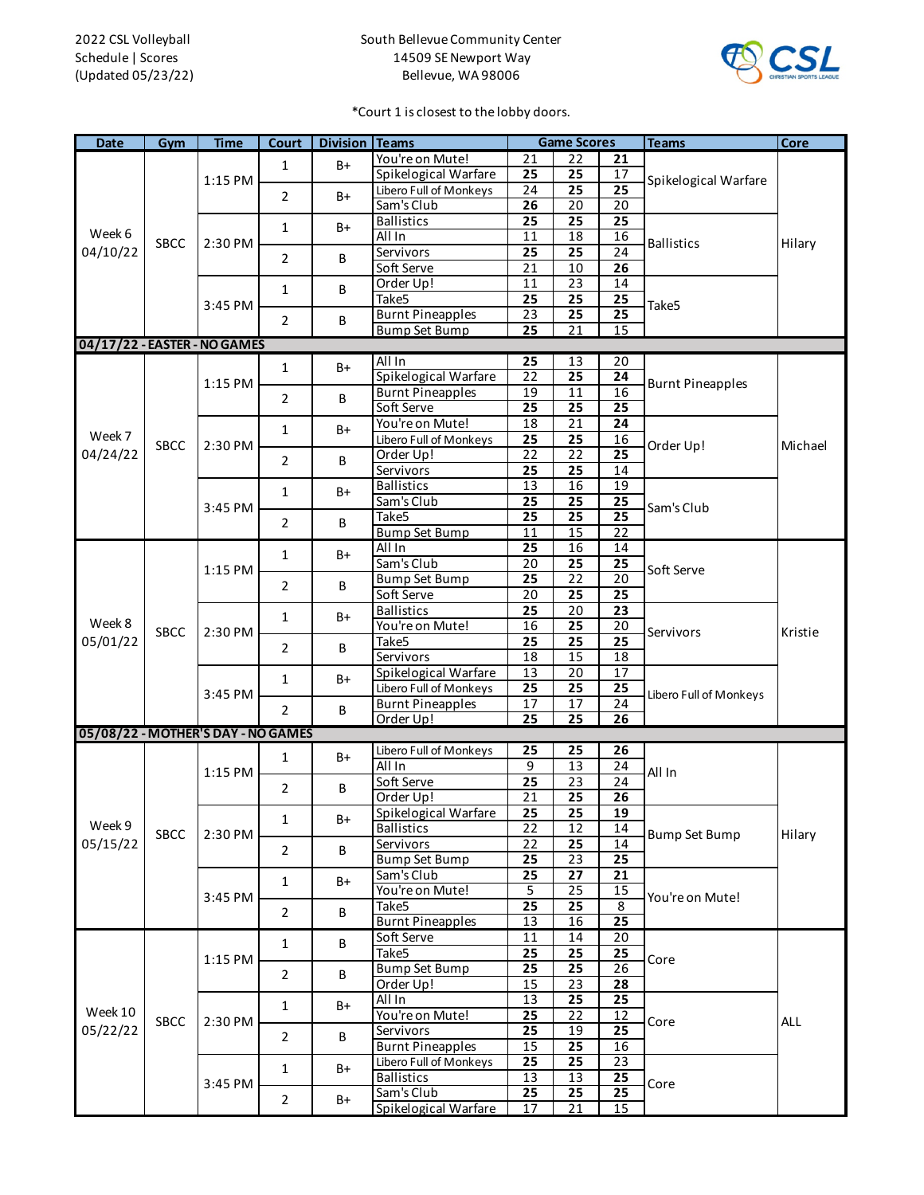2022 CSL Volleyball
Schedule | Scores
(Updated 05/23/22)

South Bellevue Community Center
14509 SE Newport Way
Bellevue, WA 98006

*Court 1 is closest to the lobby doors.

| Date | Gym | Time | Court | Division | Teams | Game Scores | | | Teams | Core |
|---|---|---|---|---|---|---|---|---|---|---|
| Week 6 04/10/22 | SBCC | 1:15 PM | 1 | B+ | You're on Mute! | 21 | 22 | **21** | Spikelogical Warfare | Hilary |
| | | | | | Spikelogical Warfare | **25** | **25** | 17 | | |
| | | | 2 | B+ | Libero Full of Monkeys | 24 | **25** | **25** | | |
| | | | | | Sam's Club | **26** | 20 | 20 | | |
| | | 2:30 PM | 1 | B+ | Ballistics | **25** | **25** | **25** | Ballistics | |
| | | | | | All In | 11 | 18 | 16 | | |
| | | | 2 | B | Servivors | **25** | **25** | 24 | | |
| | | | | | Soft Serve | 21 | 10 | **26** | | |
| | | 3:45 PM | 1 | B | Order Up! | 11 | 23 | 14 | Take5 | |
| | | | | | Take5 | **25** | **25** | **25** | | |
| | | | 2 | B | Burnt Pineapples | 23 | **25** | **25** | | |
| | | | | | Bump Set Bump | **25** | 21 | 15 | | |
| **04/17/22 - EASTER - NO GAMES** | | | | | | | | | | |
| Week 7 04/24/22 | SBCC | 1:15 PM | 1 | B+ | All In | **25** | 13 | 20 | Burnt Pineapples | Michael |
| | | | | | Spikelogical Warfare | 22 | **25** | **24** | | |
| | | | 2 | B | Burnt Pineapples | 19 | 11 | 16 | | |
| | | | | | Soft Serve | **25** | **25** | **25** | | |
| | | 2:30 PM | 1 | B+ | You're on Mute! | 18 | 21 | **24** | Order Up! | |
| | | | | | Libero Full of Monkeys | **25** | **25** | 16 | | |
| | | | 2 | B | Order Up! | 22 | 22 | **25** | | |
| | | | | | Servivors | **25** | **25** | 14 | | |
| | | 3:45 PM | 1 | B+ | Ballistics | 13 | 16 | 19 | Sam's Club | |
| | | | | | Sam's Club | **25** | **25** | **25** | | |
| | | | 2 | B | Take5 | **25** | **25** | **25** | | |
| | | | | | Bump Set Bump | 11 | 15 | 22 | | |
| Week 8 05/01/22 | SBCC | 1:15 PM | 1 | B+ | All In | **25** | 16 | 14 | Soft Serve | Kristie |
| | | | | | Sam's Club | 20 | **25** | **25** | | |
| | | | 2 | B | Bump Set Bump | **25** | 22 | 20 | | |
| | | | | | Soft Serve | 20 | **25** | **25** | | |
| | | 2:30 PM | 1 | B+ | Ballistics | **25** | 20 | **23** | Servivors | |
| | | | | | You're on Mute! | 16 | **25** | 20 | | |
| | | | 2 | B | Take5 | **25** | **25** | **25** | | |
| | | | | | Servivors | 18 | 15 | 18 | | |
| | | 3:45 PM | 1 | B+ | Spikelogical Warfare | 13 | 20 | 17 | Libero Full of Monkeys | |
| | | | | | Libero Full of Monkeys | **25** | **25** | **25** | | |
| | | | 2 | B | Burnt Pineapples | 17 | 17 | 24 | | |
| | | | | | Order Up! | **25** | **25** | **26** | | |
| **05/08/22 - MOTHER'S DAY - NO GAMES** | | | | | | | | | | |
| Week 9 05/15/22 | SBCC | 1:15 PM | 1 | B+ | Libero Full of Monkeys | **25** | **25** | **26** | All In | Hilary |
| | | | | | All In | 9 | 13 | 24 | | |
| | | | 2 | B | Soft Serve | **25** | 23 | 24 | | |
| | | | | | Order Up! | 21 | **25** | **26** | | |
| | | 2:30 PM | 1 | B+ | Spikelogical Warfare | **25** | **25** | **19** | Bump Set Bump | |
| | | | | | Ballistics | 22 | 12 | 14 | | |
| | | | 2 | B | Servivors | 22 | **25** | 14 | | |
| | | | | | Bump Set Bump | **25** | 23 | **25** | | |
| | | 3:45 PM | 1 | B+ | Sam's Club | **25** | **27** | **21** | You're on Mute! | |
| | | | | | You're on Mute! | 5 | 25 | 15 | | |
| | | | 2 | B | Take5 | **25** | **25** | 8 | | |
| | | | | | Burnt Pineapples | 13 | 16 | **25** | | |
| Week 10 05/22/22 | SBCC | 1:15 PM | 1 | B | Soft Serve | 11 | 14 | 20 | Core | ALL |
| | | | | | Take5 | **25** | **25** | **25** | | |
| | | | 2 | B | Bump Set Bump | **25** | **25** | 26 | | |
| | | | | | Order Up! | 15 | 23 | **28** | | |
| | | 2:30 PM | 1 | B+ | All In | 13 | **25** | **25** | Core | |
| | | | | | You're on Mute! | **25** | 22 | 12 | | |
| | | | 2 | B | Servivors | **25** | 19 | **25** | | |
| | | | | | Burnt Pineapples | 15 | **25** | 16 | | |
| | | 3:45 PM | 1 | B+ | Libero Full of Monkeys | **25** | **25** | 23 | Core | |
| | | | | | Ballistics | 13 | 13 | **25** | | |
| | | | 2 | B+ | Sam's Club | **25** | **25** | **25** | | |
| | | | | | Spikelogical Warfare | 17 | 21 | 15 | | |